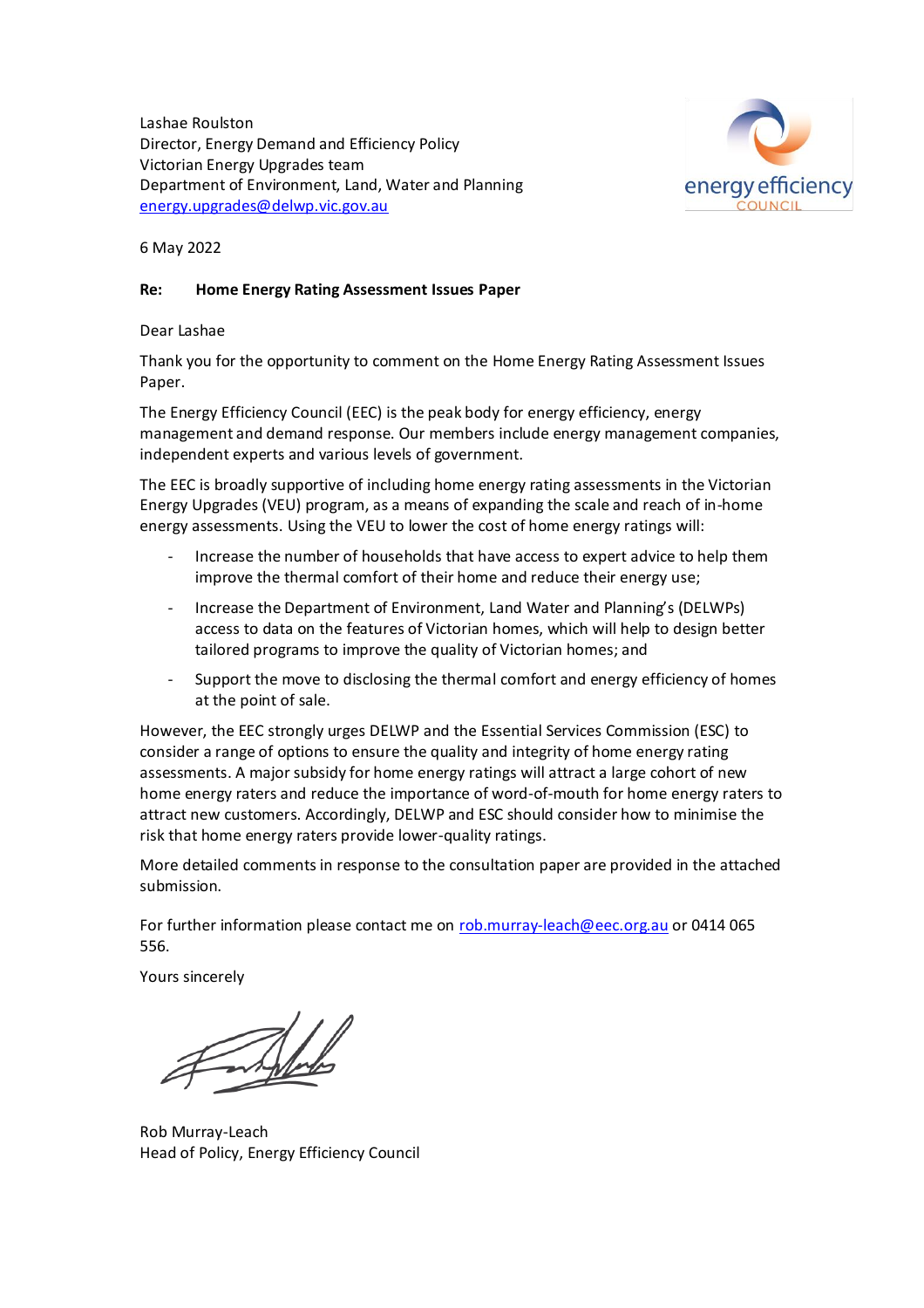Lashae Roulston
Director, Energy Demand and Efficiency Policy
Victorian Energy Upgrades team
Department of Environment, Land, Water and Planning
energy.upgrades@delwp.vic.gov.au

6 May 2022

**Re: Home Energy Rating Assessment Issues Paper**

Dear Lashae

Thank you for the opportunity to comment on the Home Energy Rating Assessment Issues Paper.

The Energy Efficiency Council (EEC) is the peak body for energy efficiency, energy management and demand response. Our members include energy management companies, independent experts and various levels of government.

The EEC is broadly supportive of including home energy rating assessments in the Victorian Energy Upgrades (VEU) program, as a means of expanding the scale and reach of in-home energy assessments. Using the VEU to lower the cost of home energy ratings will:

- Increase the number of households that have access to expert advice to help them improve the thermal comfort of their home and reduce their energy use;
- Increase the Department of Environment, Land Water and Planning's (DELWPs) access to data on the features of Victorian homes, which will help to design better tailored programs to improve the quality of Victorian homes; and
- Support the move to disclosing the thermal comfort and energy efficiency of homes at the point of sale.

However, the EEC strongly urges DELWP and the Essential Services Commission (ESC) to consider a range of options to ensure the quality and integrity of home energy rating assessments. A major subsidy for home energy ratings will attract a large cohort of new home energy raters and reduce the importance of word-of-mouth for home energy raters to attract new customers. Accordingly, DELWP and ESC should consider how to minimise the risk that home energy raters provide lower-quality ratings.

More detailed comments in response to the consultation paper are provided in the attached submission.

For further information please contact me on rob.murray-leach@eec.org.au or 0414 065 556.

Yours sincerely

Rob Murray-Leach
Head of Policy, Energy Efficiency Council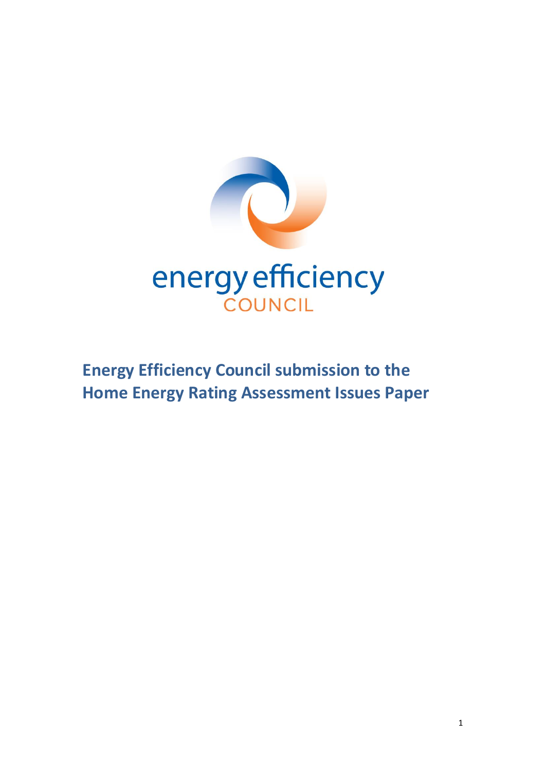energy efficiency COUNCIL

# Energy Efficiency Council submission to the Home Energy Rating Assessment Issues Paper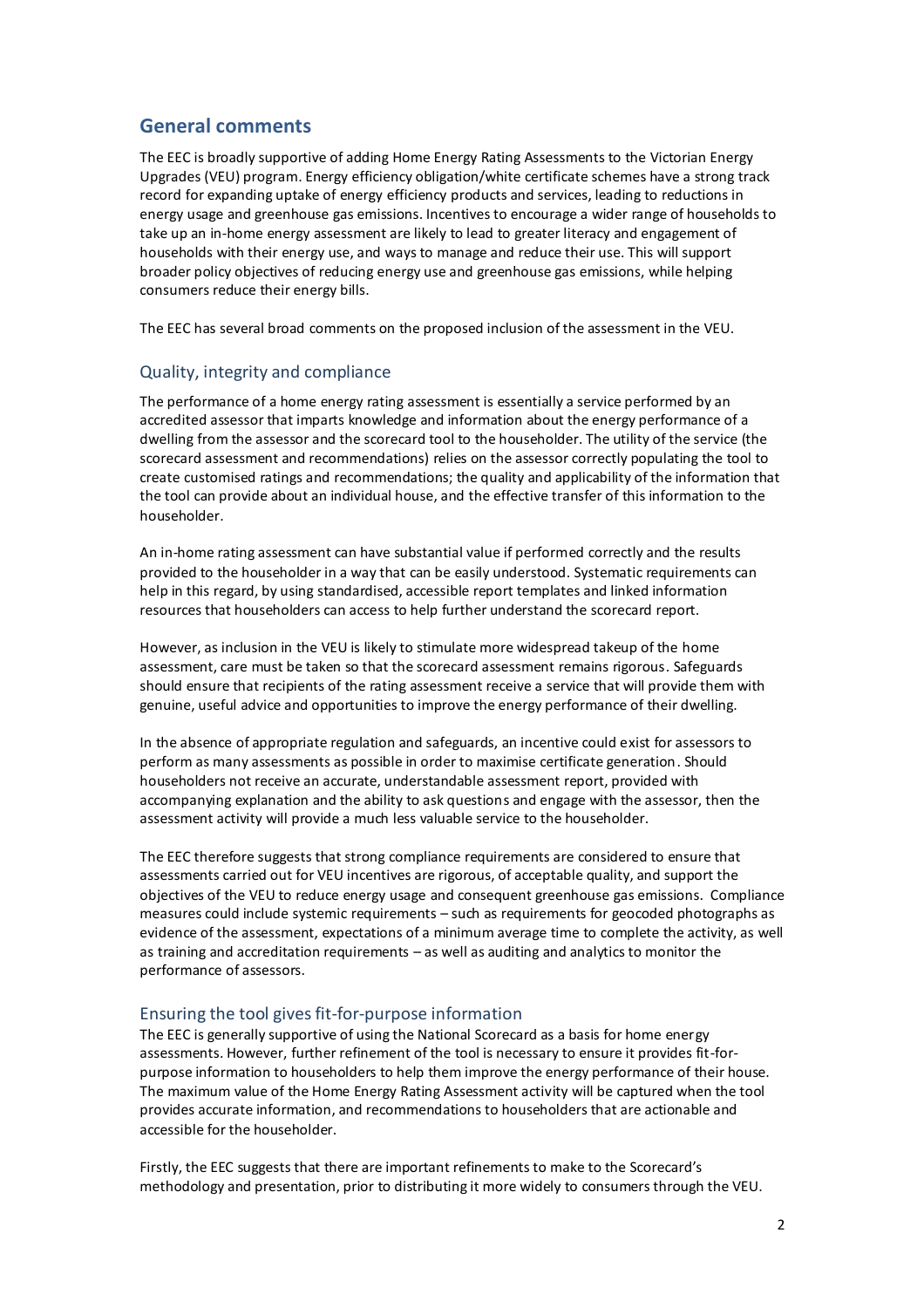## General comments

The EEC is broadly supportive of adding Home Energy Rating Assessments to the Victorian Energy Upgrades (VEU) program. Energy efficiency obligation/white certificate schemes have a strong track record for expanding uptake of energy efficiency products and services, leading to reductions in energy usage and greenhouse gas emissions. Incentives to encourage a wider range of households to take up an in-home energy assessment are likely to lead to greater literacy and engagement of households with their energy use, and ways to manage and reduce their use. This will support broader policy objectives of reducing energy use and greenhouse gas emissions, while helping consumers reduce their energy bills.

The EEC has several broad comments on the proposed inclusion of the assessment in the VEU.

### Quality, integrity and compliance

The performance of a home energy rating assessment is essentially a service performed by an accredited assessor that imparts knowledge and information about the energy performance of a dwelling from the assessor and the scorecard tool to the householder. The utility of the service (the scorecard assessment and recommendations) relies on the assessor correctly populating the tool to create customised ratings and recommendations; the quality and applicability of the information that the tool can provide about an individual house, and the effective transfer of this information to the householder.

An in-home rating assessment can have substantial value if performed correctly and the results provided to the householder in a way that can be easily understood. Systematic requirements can help in this regard, by using standardised, accessible report templates and linked information resources that householders can access to help further understand the scorecard report.

However, as inclusion in the VEU is likely to stimulate more widespread takeup of the home assessment, care must be taken so that the scorecard assessment remains rigorous. Safeguards should ensure that recipients of the rating assessment receive a service that will provide them with genuine, useful advice and opportunities to improve the energy performance of their dwelling.

In the absence of appropriate regulation and safeguards, an incentive could exist for assessors to perform as many assessments as possible in order to maximise certificate generation. Should householders not receive an accurate, understandable assessment report, provided with accompanying explanation and the ability to ask questions and engage with the assessor, then the assessment activity will provide a much less valuable service to the householder.

The EEC therefore suggests that strong compliance requirements are considered to ensure that assessments carried out for VEU incentives are rigorous, of acceptable quality, and support the objectives of the VEU to reduce energy usage and consequent greenhouse gas emissions. Compliance measures could include systemic requirements – such as requirements for geocoded photographs as evidence of the assessment, expectations of a minimum average time to complete the activity, as well as training and accreditation requirements – as well as auditing and analytics to monitor the performance of assessors.

### Ensuring the tool gives fit-for-purpose information

The EEC is generally supportive of using the National Scorecard as a basis for home energy assessments. However, further refinement of the tool is necessary to ensure it provides fit-for-purpose information to householders to help them improve the energy performance of their house. The maximum value of the Home Energy Rating Assessment activity will be captured when the tool provides accurate information, and recommendations to householders that are actionable and accessible for the householder.

Firstly, the EEC suggests that there are important refinements to make to the Scorecard's methodology and presentation, prior to distributing it more widely to consumers through the VEU.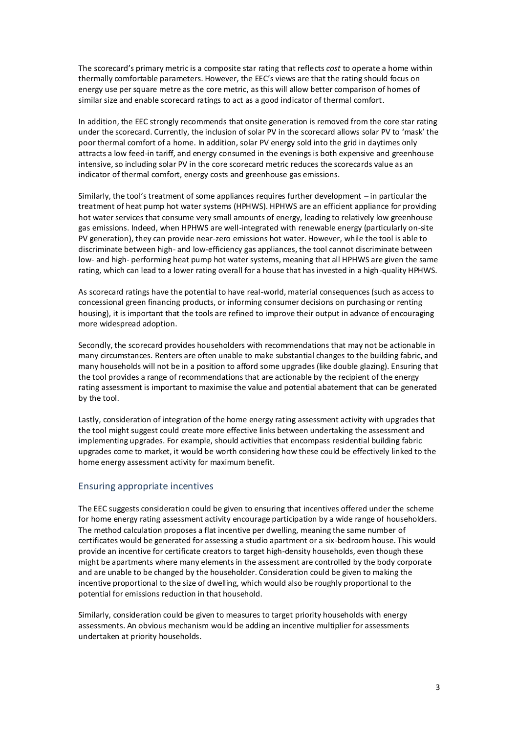The scorecard's primary metric is a composite star rating that reflects *cost* to operate a home within thermally comfortable parameters. However, the EEC's views are that the rating should focus on energy use per square metre as the core metric, as this will allow better comparison of homes of similar size and enable scorecard ratings to act as a good indicator of thermal comfort.

In addition, the EEC strongly recommends that onsite generation is removed from the core star rating under the scorecard. Currently, the inclusion of solar PV in the scorecard allows solar PV to 'mask' the poor thermal comfort of a home. In addition, solar PV energy sold into the grid in daytimes only attracts a low feed-in tariff, and energy consumed in the evenings is both expensive and greenhouse intensive, so including solar PV in the core scorecard metric reduces the scorecards value as an indicator of thermal comfort, energy costs and greenhouse gas emissions.

Similarly, the tool's treatment of some appliances requires further development – in particular the treatment of heat pump hot water systems (HPHWS). HPHWS are an efficient appliance for providing hot water services that consume very small amounts of energy, leading to relatively low greenhouse gas emissions. Indeed, when HPHWS are well-integrated with renewable energy (particularly on-site PV generation), they can provide near-zero emissions hot water. However, while the tool is able to discriminate between high- and low-efficiency gas appliances, the tool cannot discriminate between low- and high- performing heat pump hot water systems, meaning that all HPHWS are given the same rating, which can lead to a lower rating overall for a house that has invested in a high-quality HPHWS.

As scorecard ratings have the potential to have real-world, material consequences (such as access to concessional green financing products, or informing consumer decisions on purchasing or renting housing), it is important that the tools are refined to improve their output in advance of encouraging more widespread adoption.

Secondly, the scorecard provides householders with recommendations that may not be actionable in many circumstances. Renters are often unable to make substantial changes to the building fabric, and many households will not be in a position to afford some upgrades (like double glazing). Ensuring that the tool provides a range of recommendations that are actionable by the recipient of the energy rating assessment is important to maximise the value and potential abatement that can be generated by the tool.

Lastly, consideration of integration of the home energy rating assessment activity with upgrades that the tool might suggest could create more effective links between undertaking the assessment and implementing upgrades. For example, should activities that encompass residential building fabric upgrades come to market, it would be worth considering how these could be effectively linked to the home energy assessment activity for maximum benefit.

## Ensuring appropriate incentives

The EEC suggests consideration could be given to ensuring that incentives offered under the scheme for home energy rating assessment activity encourage participation by a wide range of householders. The method calculation proposes a flat incentive per dwelling, meaning the same number of certificates would be generated for assessing a studio apartment or a six-bedroom house. This would provide an incentive for certificate creators to target high-density households, even though these might be apartments where many elements in the assessment are controlled by the body corporate and are unable to be changed by the householder. Consideration could be given to making the incentive proportional to the size of dwelling, which would also be roughly proportional to the potential for emissions reduction in that household.

Similarly, consideration could be given to measures to target priority households with energy assessments. An obvious mechanism would be adding an incentive multiplier for assessments undertaken at priority households.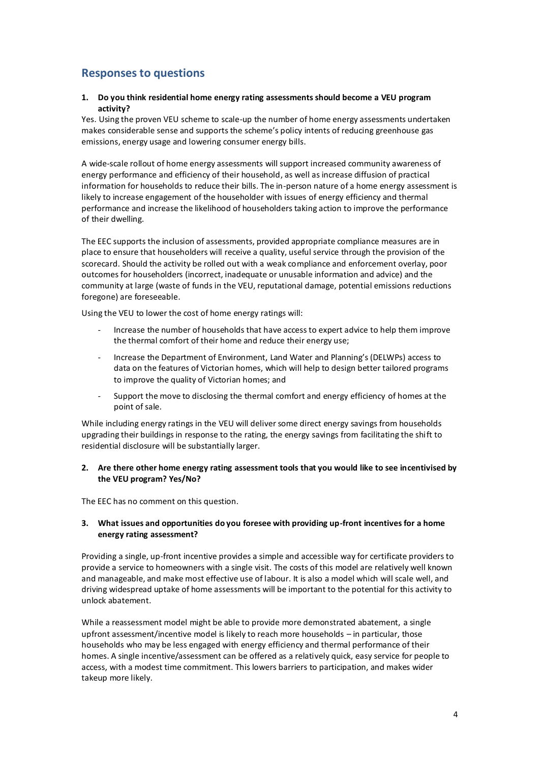## Responses to questions

**1. Do you think residential home energy rating assessments should become a VEU program activity?**

Yes. Using the proven VEU scheme to scale-up the number of home energy assessments undertaken makes considerable sense and supports the scheme's policy intents of reducing greenhouse gas emissions, energy usage and lowering consumer energy bills.

A wide-scale rollout of home energy assessments will support increased community awareness of energy performance and efficiency of their household, as well as increase diffusion of practical information for households to reduce their bills. The in-person nature of a home energy assessment is likely to increase engagement of the householder with issues of energy efficiency and thermal performance and increase the likelihood of householders taking action to improve the performance of their dwelling.

The EEC supports the inclusion of assessments, provided appropriate compliance measures are in place to ensure that householders will receive a quality, useful service through the provision of the scorecard. Should the activity be rolled out with a weak compliance and enforcement overlay, poor outcomes for householders (incorrect, inadequate or unusable information and advice) and the community at large (waste of funds in the VEU, reputational damage, potential emissions reductions foregone) are foreseeable.

Using the VEU to lower the cost of home energy ratings will:

- Increase the number of households that have access to expert advice to help them improve the thermal comfort of their home and reduce their energy use;
- Increase the Department of Environment, Land Water and Planning's (DELWPs) access to data on the features of Victorian homes, which will help to design better tailored programs to improve the quality of Victorian homes; and
- Support the move to disclosing the thermal comfort and energy efficiency of homes at the point of sale.

While including energy ratings in the VEU will deliver some direct energy savings from households upgrading their buildings in response to the rating, the energy savings from facilitating the shift to residential disclosure will be substantially larger.

**2. Are there other home energy rating assessment tools that you would like to see incentivised by the VEU program? Yes/No?**

The EEC has no comment on this question.

**3. What issues and opportunities do you foresee with providing up-front incentives for a home energy rating assessment?**

Providing a single, up-front incentive provides a simple and accessible way for certificate providers to provide a service to homeowners with a single visit. The costs of this model are relatively well known and manageable, and make most effective use of labour. It is also a model which will scale well, and driving widespread uptake of home assessments will be important to the potential for this activity to unlock abatement.

While a reassessment model might be able to provide more demonstrated abatement, a single upfront assessment/incentive model is likely to reach more households – in particular, those households who may be less engaged with energy efficiency and thermal performance of their homes. A single incentive/assessment can be offered as a relatively quick, easy service for people to access, with a modest time commitment. This lowers barriers to participation, and makes wider takeup more likely.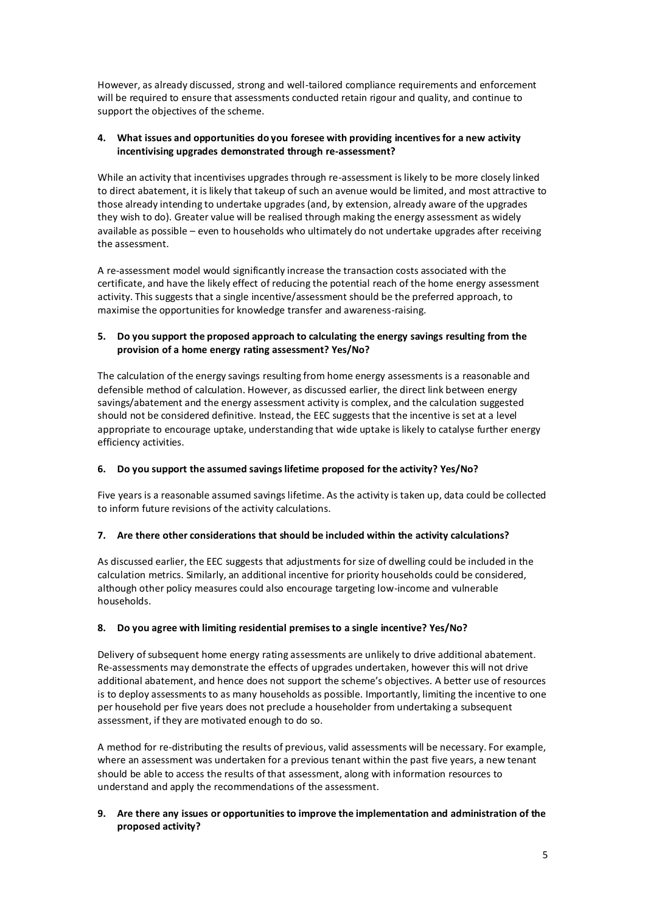However, as already discussed, strong and well-tailored compliance requirements and enforcement will be required to ensure that assessments conducted retain rigour and quality, and continue to support the objectives of the scheme.

4. **What issues and opportunities do you foresee with providing incentives for a new activity incentivising upgrades demonstrated through re-assessment?**

While an activity that incentivises upgrades through re-assessment is likely to be more closely linked to direct abatement, it is likely that takeup of such an avenue would be limited, and most attractive to those already intending to undertake upgrades (and, by extension, already aware of the upgrades they wish to do). Greater value will be realised through making the energy assessment as widely available as possible – even to households who ultimately do not undertake upgrades after receiving the assessment.

A re-assessment model would significantly increase the transaction costs associated with the certificate, and have the likely effect of reducing the potential reach of the home energy assessment activity. This suggests that a single incentive/assessment should be the preferred approach, to maximise the opportunities for knowledge transfer and awareness-raising.

5. **Do you support the proposed approach to calculating the energy savings resulting from the provision of a home energy rating assessment? Yes/No?**

The calculation of the energy savings resulting from home energy assessments is a reasonable and defensible method of calculation. However, as discussed earlier, the direct link between energy savings/abatement and the energy assessment activity is complex, and the calculation suggested should not be considered definitive. Instead, the EEC suggests that the incentive is set at a level appropriate to encourage uptake, understanding that wide uptake is likely to catalyse further energy efficiency activities.

6. **Do you support the assumed savings lifetime proposed for the activity? Yes/No?**

Five years is a reasonable assumed savings lifetime. As the activity is taken up, data could be collected to inform future revisions of the activity calculations.

7. **Are there other considerations that should be included within the activity calculations?**

As discussed earlier, the EEC suggests that adjustments for size of dwelling could be included in the calculation metrics. Similarly, an additional incentive for priority households could be considered, although other policy measures could also encourage targeting low-income and vulnerable households.

8. **Do you agree with limiting residential premises to a single incentive? Yes/No?**

Delivery of subsequent home energy rating assessments are unlikely to drive additional abatement. Re-assessments may demonstrate the effects of upgrades undertaken, however this will not drive additional abatement, and hence does not support the scheme's objectives. A better use of resources is to deploy assessments to as many households as possible. Importantly, limiting the incentive to one per household per five years does not preclude a householder from undertaking a subsequent assessment, if they are motivated enough to do so.

A method for re-distributing the results of previous, valid assessments will be necessary. For example, where an assessment was undertaken for a previous tenant within the past five years, a new tenant should be able to access the results of that assessment, along with information resources to understand and apply the recommendations of the assessment.

9. **Are there any issues or opportunities to improve the implementation and administration of the proposed activity?**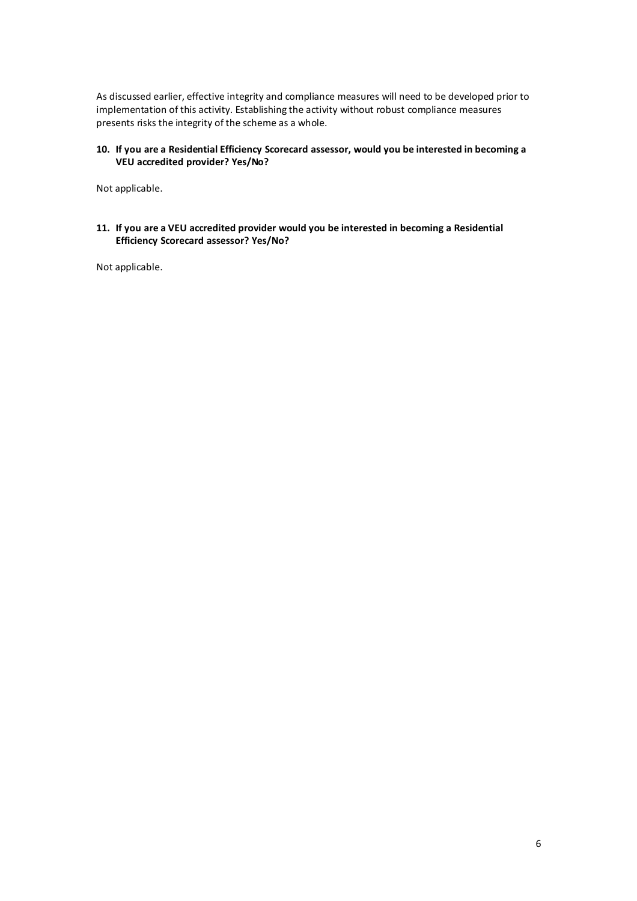As discussed earlier, effective integrity and compliance measures will need to be developed prior to implementation of this activity. Establishing the activity without robust compliance measures presents risks the integrity of the scheme as a whole.

**10. If you are a Residential Efficiency Scorecard assessor, would you be interested in becoming a VEU accredited provider? Yes/No?**

Not applicable.

**11. If you are a VEU accredited provider would you be interested in becoming a Residential Efficiency Scorecard assessor? Yes/No?**

Not applicable.